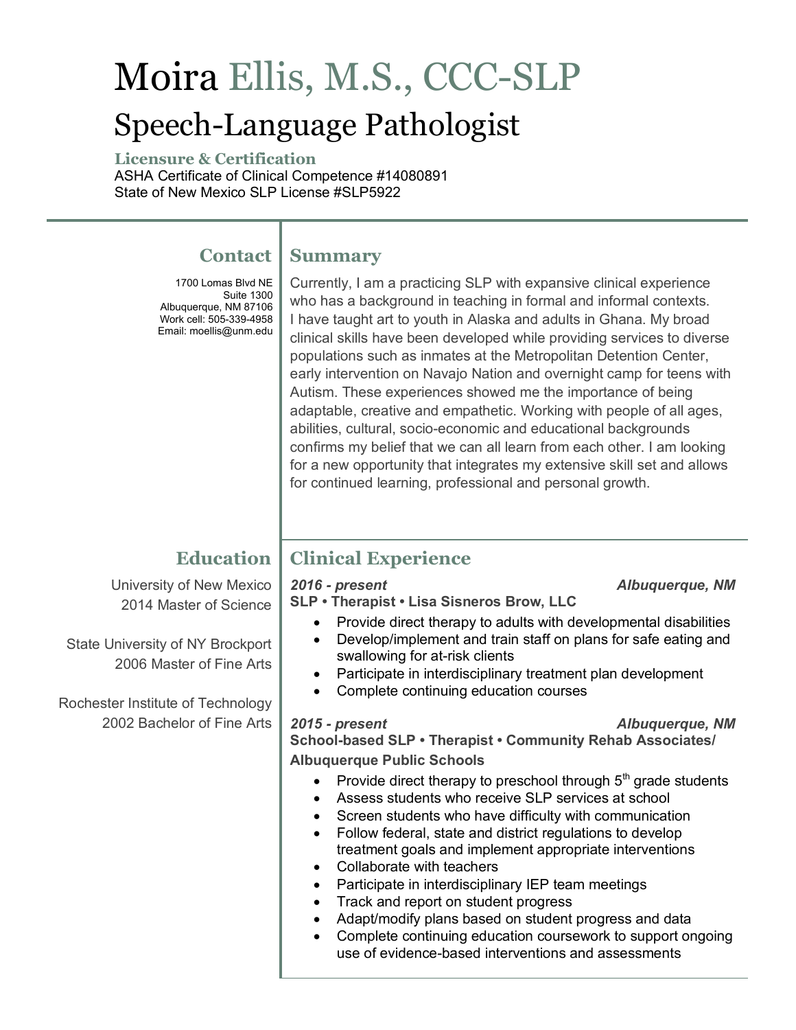# Moira Ellis, M.S., CCC-SLP

## Speech-Language Pathologist

### Licensure & Certification

ASHA Certificate of Clinical Competence #14080891
State of New Mexico SLP License #SLP5922

## Contact

1700 Lomas Blvd NE
Suite 1300
Albuquerque, NM 87106
Work cell: 505-339-4958
Email: moellis@unm.edu

## Summary

Currently, I am a practicing SLP with expansive clinical experience who has a background in teaching in formal and informal contexts. I have taught art to youth in Alaska and adults in Ghana. My broad clinical skills have been developed while providing services to diverse populations such as inmates at the Metropolitan Detention Center, early intervention on Navajo Nation and overnight camp for teens with Autism. These experiences showed me the importance of being adaptable, creative and empathetic. Working with people of all ages, abilities, cultural, socio-economic and educational backgrounds confirms my belief that we can all learn from each other. I am looking for a new opportunity that integrates my extensive skill set and allows for continued learning, professional and personal growth.

## Education

University of New Mexico
2014 Master of Science

State University of NY Brockport
2006 Master of Fine Arts

Rochester Institute of Technology
2002 Bachelor of Fine Arts

## Clinical Experience

***2016 - present*** — ***Albuquerque, NM***

**SLP • Therapist • Lisa Sisneros Brow, LLC**

- Provide direct therapy to adults with developmental disabilities
- Develop/implement and train staff on plans for safe eating and swallowing for at-risk clients
- Participate in interdisciplinary treatment plan development
- Complete continuing education courses

***2015 - present*** — ***Albuquerque, NM***

**School-based SLP • Therapist • Community Rehab Associates/ Albuquerque Public Schools**

- Provide direct therapy to preschool through 5th grade students
- Assess students who receive SLP services at school
- Screen students who have difficulty with communication
- Follow federal, state and district regulations to develop treatment goals and implement appropriate interventions
- Collaborate with teachers
- Participate in interdisciplinary IEP team meetings
- Track and report on student progress
- Adapt/modify plans based on student progress and data
- Complete continuing education coursework to support ongoing use of evidence-based interventions and assessments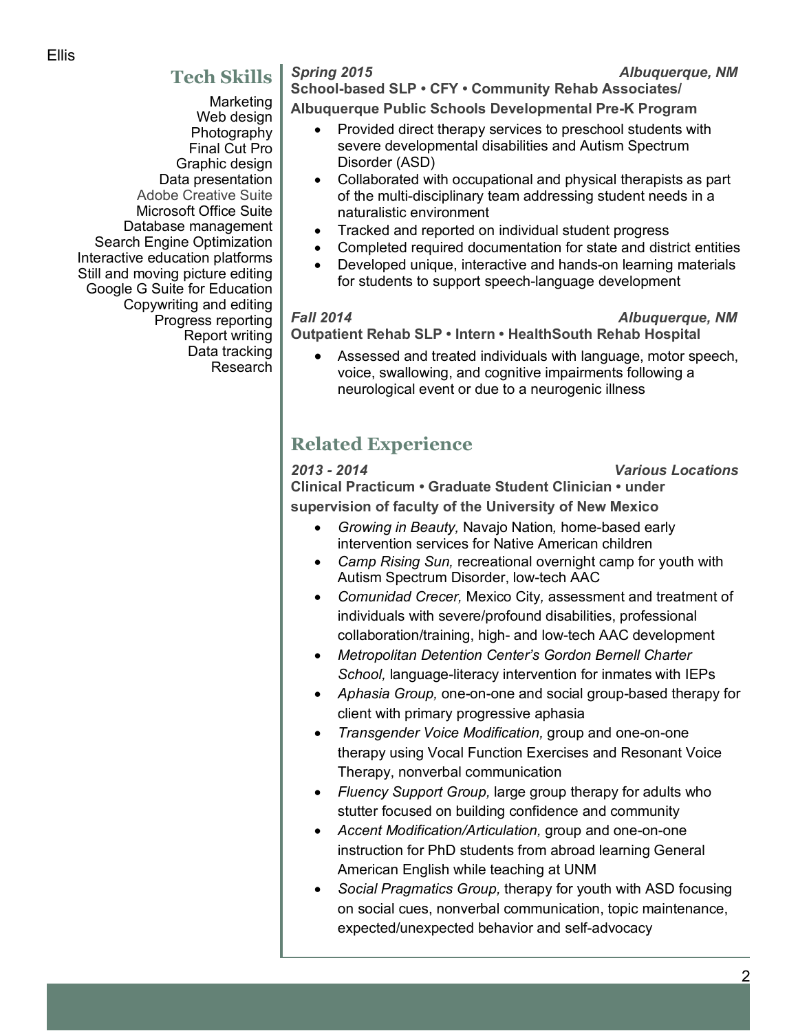## Tech Skills

Marketing
Web design
Photography
Final Cut Pro
Graphic design
Data presentation
Adobe Creative Suite
Microsoft Office Suite
Database management
Search Engine Optimization
Interactive education platforms
Still and moving picture editing
Google G Suite for Education
Copywriting and editing
Progress reporting
Report writing
Data tracking
Research

*Spring 2015* *Albuquerque, NM*
**School-based SLP • CFY • Community Rehab Associates/ Albuquerque Public Schools Developmental Pre-K Program**

- Provided direct therapy services to preschool students with severe developmental disabilities and Autism Spectrum Disorder (ASD)
- Collaborated with occupational and physical therapists as part of the multi-disciplinary team addressing student needs in a naturalistic environment
- Tracked and reported on individual student progress
- Completed required documentation for state and district entities
- Developed unique, interactive and hands-on learning materials for students to support speech-language development

*Fall 2014* *Albuquerque, NM*
**Outpatient Rehab SLP • Intern • HealthSouth Rehab Hospital**

- Assessed and treated individuals with language, motor speech, voice, swallowing, and cognitive impairments following a neurological event or due to a neurogenic illness

## Related Experience

*2013 - 2014* *Various Locations*
**Clinical Practicum • Graduate Student Clinician • under supervision of faculty of the University of New Mexico**

- *Growing in Beauty,* Navajo Nation*,* home-based early intervention services for Native American children
- *Camp Rising Sun,* recreational overnight camp for youth with Autism Spectrum Disorder, low-tech AAC
- *Comunidad Crecer,* Mexico City*,* assessment and treatment of individuals with severe/profound disabilities, professional collaboration/training, high- and low-tech AAC development
- *Metropolitan Detention Center's Gordon Bernell Charter School,* language-literacy intervention for inmates with IEPs
- *Aphasia Group,* one-on-one and social group-based therapy for client with primary progressive aphasia
- *Transgender Voice Modification,* group and one-on-one therapy using Vocal Function Exercises and Resonant Voice Therapy, nonverbal communication
- *Fluency Support Group,* large group therapy for adults who stutter focused on building confidence and community
- *Accent Modification/Articulation,* group and one-on-one instruction for PhD students from abroad learning General American English while teaching at UNM
- *Social Pragmatics Group,* therapy for youth with ASD focusing on social cues, nonverbal communication, topic maintenance, expected/unexpected behavior and self-advocacy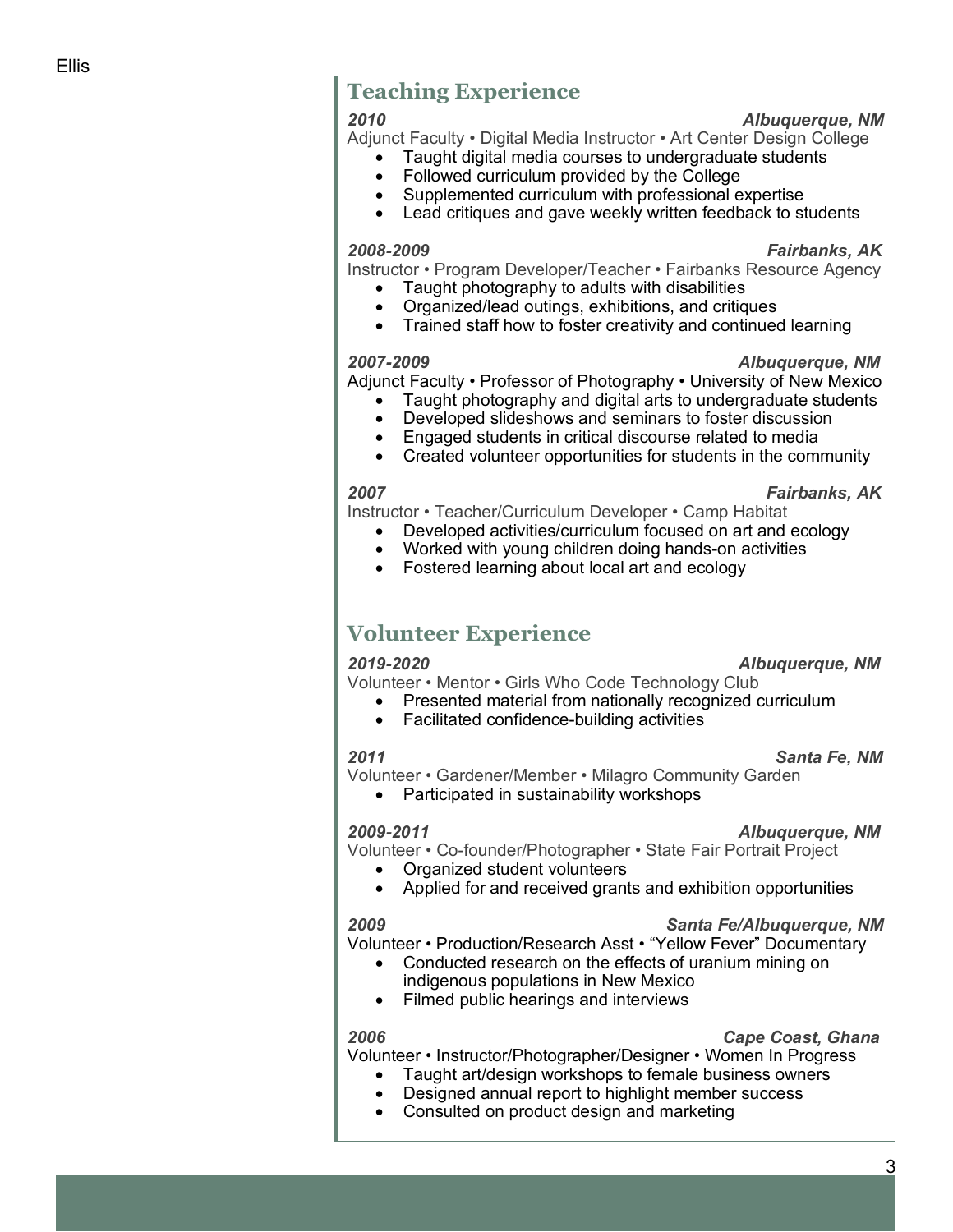## Teaching Experience

***2010*** ***Albuquerque, NM***
Adjunct Faculty • Digital Media Instructor • Art Center Design College
- Taught digital media courses to undergraduate students
- Followed curriculum provided by the College
- Supplemented curriculum with professional expertise
- Lead critiques and gave weekly written feedback to students

***2008-2009*** ***Fairbanks, AK***
Instructor • Program Developer/Teacher • Fairbanks Resource Agency
- Taught photography to adults with disabilities
- Organized/lead outings, exhibitions, and critiques
- Trained staff how to foster creativity and continued learning

***2007-2009*** ***Albuquerque, NM***
Adjunct Faculty • Professor of Photography • University of New Mexico
- Taught photography and digital arts to undergraduate students
- Developed slideshows and seminars to foster discussion
- Engaged students in critical discourse related to media
- Created volunteer opportunities for students in the community

***2007*** ***Fairbanks, AK***
Instructor • Teacher/Curriculum Developer • Camp Habitat
- Developed activities/curriculum focused on art and ecology
- Worked with young children doing hands-on activities
- Fostered learning about local art and ecology

## Volunteer Experience

***2019-2020*** ***Albuquerque, NM***
Volunteer • Mentor • Girls Who Code Technology Club
- Presented material from nationally recognized curriculum
- Facilitated confidence-building activities

***2011*** ***Santa Fe, NM***
Volunteer • Gardener/Member • Milagro Community Garden
- Participated in sustainability workshops

***2009-2011*** ***Albuquerque, NM***
Volunteer • Co-founder/Photographer • State Fair Portrait Project
- Organized student volunteers
- Applied for and received grants and exhibition opportunities

***2009*** ***Santa Fe/Albuquerque, NM***
Volunteer • Production/Research Asst • "Yellow Fever" Documentary
- Conducted research on the effects of uranium mining on indigenous populations in New Mexico
- Filmed public hearings and interviews

***2006*** ***Cape Coast, Ghana***
Volunteer • Instructor/Photographer/Designer • Women In Progress
- Taught art/design workshops to female business owners
- Designed annual report to highlight member success
- Consulted on product design and marketing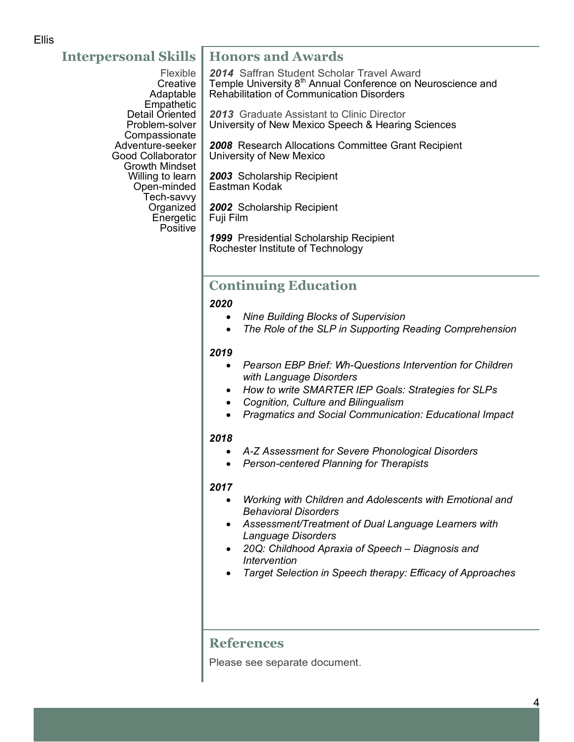## Interpersonal Skills

Flexible
Creative
Adaptable
Empathetic
Detail Oriented
Problem-solver
Compassionate
Adventure-seeker
Good Collaborator
Growth Mindset
Willing to learn
Open-minded
Tech-savvy
Organized
Energetic
Positive

## Honors and Awards

***2014*** Saffran Student Scholar Travel Award
Temple University 8th Annual Conference on Neuroscience and Rehabilitation of Communication Disorders

***2013*** Graduate Assistant to Clinic Director
University of New Mexico Speech & Hearing Sciences

***2008*** Research Allocations Committee Grant Recipient
University of New Mexico

***2003*** Scholarship Recipient
Eastman Kodak

***2002*** Scholarship Recipient
Fuji Film

***1999*** Presidential Scholarship Recipient
Rochester Institute of Technology

## Continuing Education

***2020***

- *Nine Building Blocks of Supervision*
- *The Role of the SLP in Supporting Reading Comprehension*

***2019***

- *Pearson EBP Brief: Wh-Questions Intervention for Children with Language Disorders*
- *How to write SMARTER IEP Goals: Strategies for SLPs*
- *Cognition, Culture and Bilingualism*
- *Pragmatics and Social Communication: Educational Impact*

***2018***

- *A-Z Assessment for Severe Phonological Disorders*
- *Person-centered Planning for Therapists*

***2017***

- *Working with Children and Adolescents with Emotional and Behavioral Disorders*
- *Assessment/Treatment of Dual Language Learners with Language Disorders*
- *20Q: Childhood Apraxia of Speech – Diagnosis and Intervention*
- *Target Selection in Speech therapy: Efficacy of Approaches*

## References

Please see separate document.